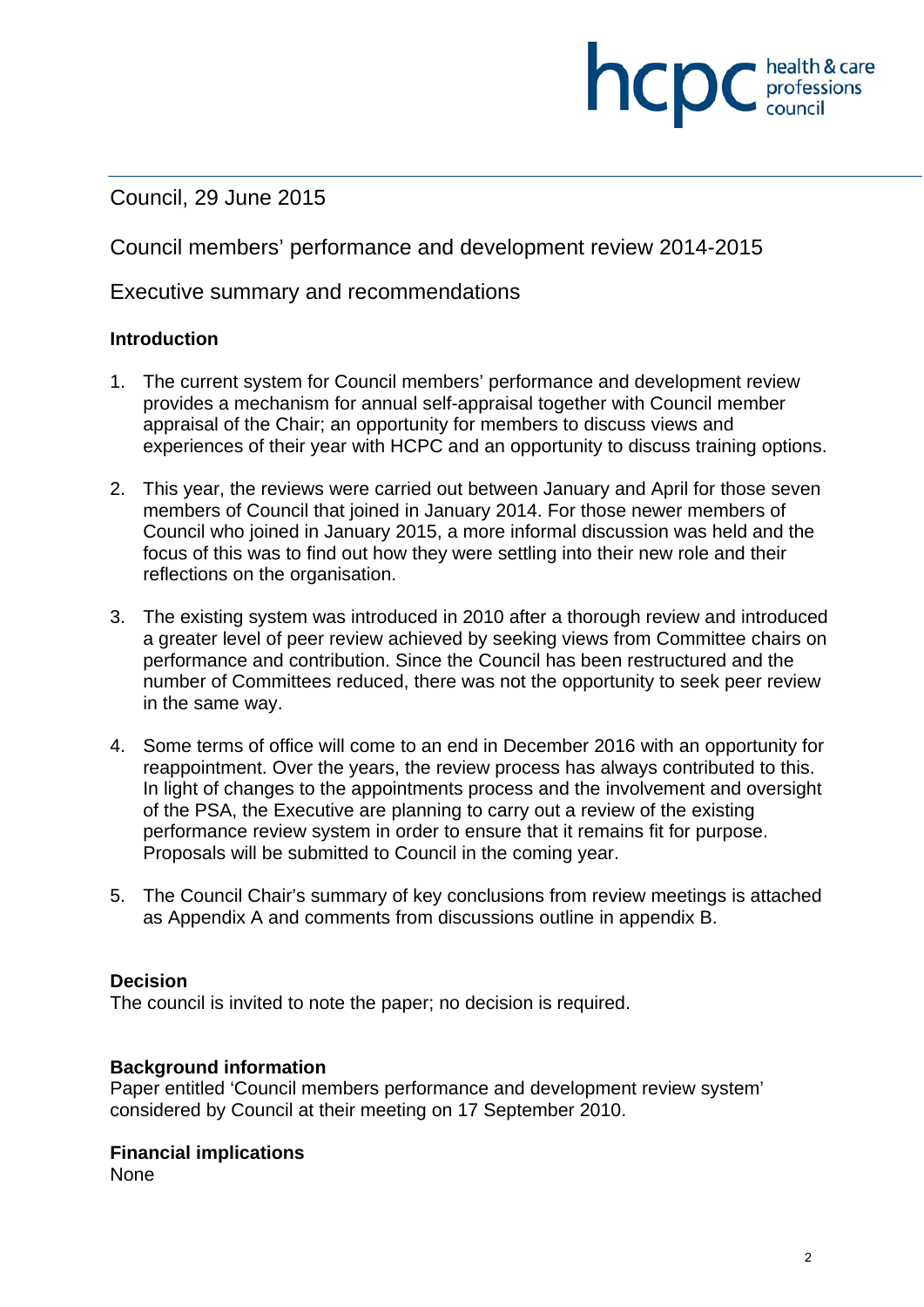hcpc health & care professions council

Council, 29 June 2015

# Council members' performance and development review 2014-2015

## Executive summary and recommendations

### Introduction

1. The current system for Council members' performance and development review provides a mechanism for annual self-appraisal together with Council member appraisal of the Chair; an opportunity for members to discuss views and experiences of their year with HCPC and an opportunity to discuss training options.

2. This year, the reviews were carried out between January and April for those seven members of Council that joined in January 2014. For those newer members of Council who joined in January 2015, a more informal discussion was held and the focus of this was to find out how they were settling into their new role and their reflections on the organisation.

3. The existing system was introduced in 2010 after a thorough review and introduced a greater level of peer review achieved by seeking views from Committee chairs on performance and contribution. Since the Council has been restructured and the number of Committees reduced, there was not the opportunity to seek peer review in the same way.

4. Some terms of office will come to an end in December 2016 with an opportunity for reappointment. Over the years, the review process has always contributed to this. In light of changes to the appointments process and the involvement and oversight of the PSA, the Executive are planning to carry out a review of the existing performance review system in order to ensure that it remains fit for purpose. Proposals will be submitted to Council in the coming year.

5. The Council Chair's summary of key conclusions from review meetings is attached as Appendix A and comments from discussions outline in appendix B.

### Decision

The council is invited to note the paper; no decision is required.

### Background information

Paper entitled 'Council members performance and development review system' considered by Council at their meeting on 17 September 2010.

### Financial implications

None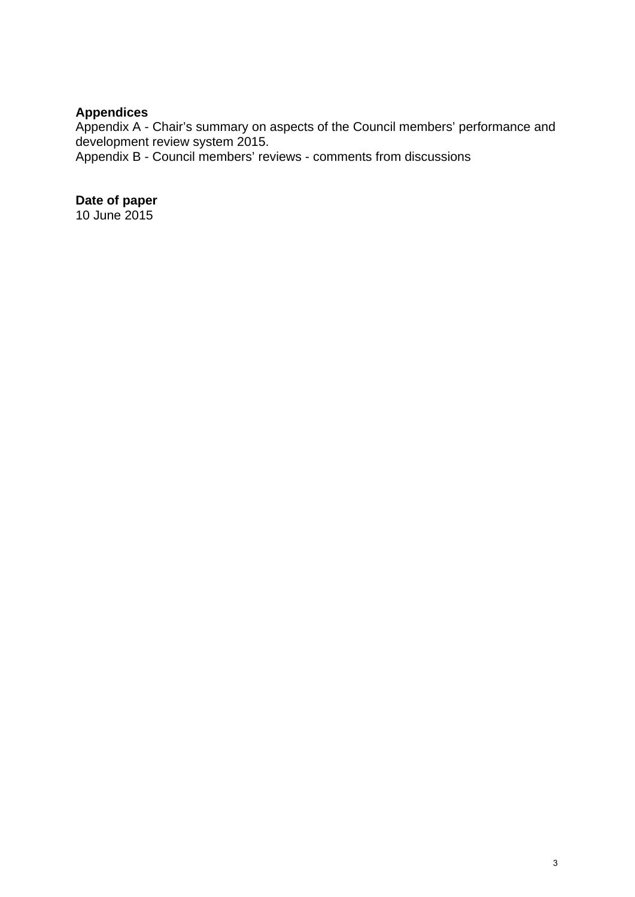**Appendices**

Appendix A - Chair’s summary on aspects of the Council members’ performance and development review system 2015.

Appendix B - Council members’ reviews - comments from discussions

**Date of paper**

10 June 2015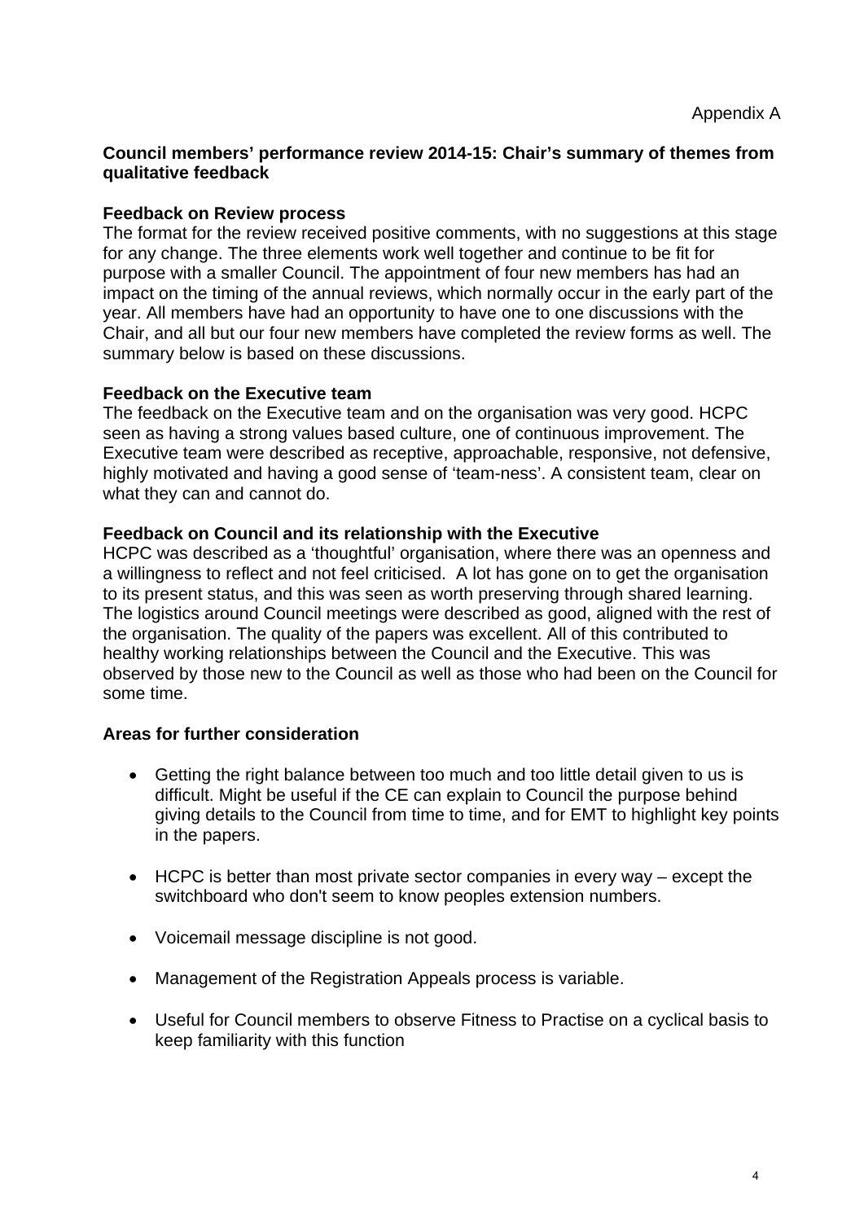Appendix A

**Council members' performance review 2014-15: Chair's summary of themes from qualitative feedback**

**Feedback on Review process**

The format for the review received positive comments, with no suggestions at this stage for any change. The three elements work well together and continue to be fit for purpose with a smaller Council. The appointment of four new members has had an impact on the timing of the annual reviews, which normally occur in the early part of the year. All members have had an opportunity to have one to one discussions with the Chair, and all but our four new members have completed the review forms as well. The summary below is based on these discussions.

**Feedback on the Executive team**

The feedback on the Executive team and on the organisation was very good. HCPC seen as having a strong values based culture, one of continuous improvement. The Executive team were described as receptive, approachable, responsive, not defensive, highly motivated and having a good sense of 'team-ness'. A consistent team, clear on what they can and cannot do.

**Feedback on Council and its relationship with the Executive**

HCPC was described as a 'thoughtful' organisation, where there was an openness and a willingness to reflect and not feel criticised. A lot has gone on to get the organisation to its present status, and this was seen as worth preserving through shared learning. The logistics around Council meetings were described as good, aligned with the rest of the organisation. The quality of the papers was excellent. All of this contributed to healthy working relationships between the Council and the Executive. This was observed by those new to the Council as well as those who had been on the Council for some time.

**Areas for further consideration**

- Getting the right balance between too much and too little detail given to us is difficult. Might be useful if the CE can explain to Council the purpose behind giving details to the Council from time to time, and for EMT to highlight key points in the papers.

- HCPC is better than most private sector companies in every way – except the switchboard who don't seem to know peoples extension numbers.

- Voicemail message discipline is not good.

- Management of the Registration Appeals process is variable.

- Useful for Council members to observe Fitness to Practise on a cyclical basis to keep familiarity with this function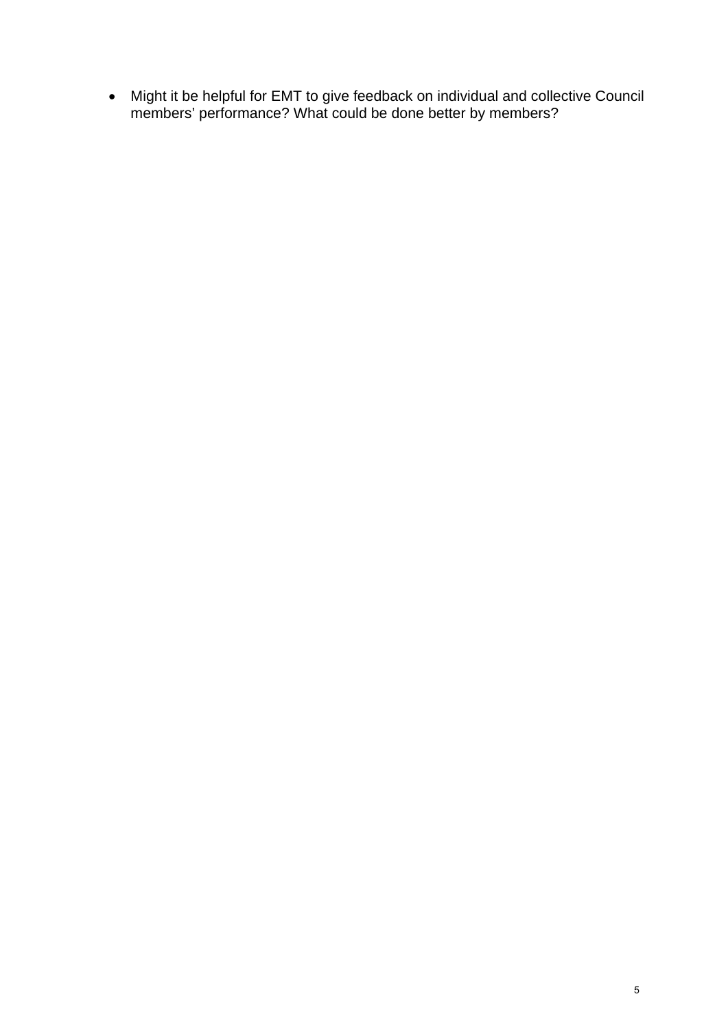- Might it be helpful for EMT to give feedback on individual and collective Council members' performance? What could be done better by members?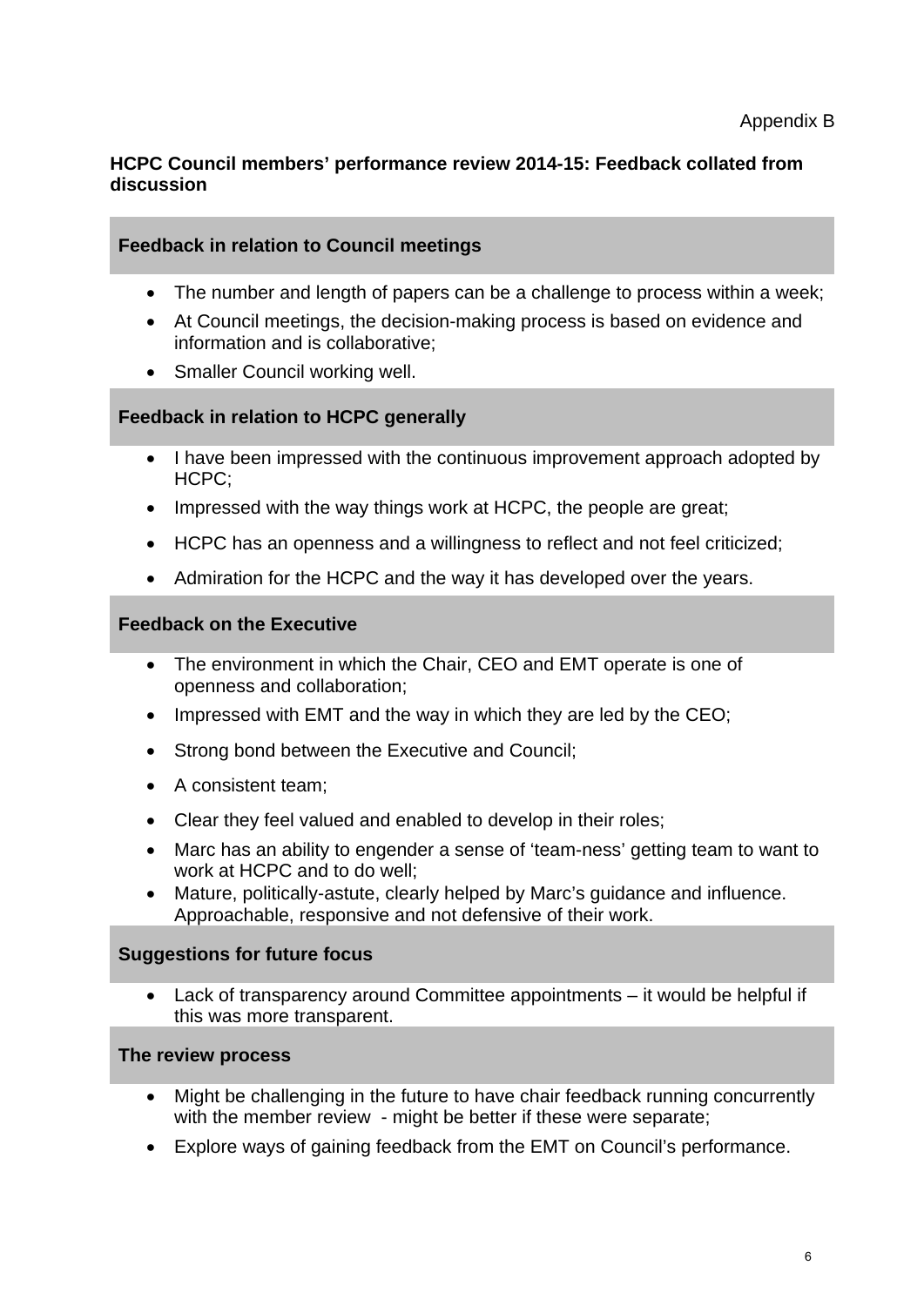Appendix B

**HCPC Council members' performance review 2014-15: Feedback collated from discussion**

### Feedback in relation to Council meetings

- The number and length of papers can be a challenge to process within a week;
- At Council meetings, the decision-making process is based on evidence and information and is collaborative;
- Smaller Council working well.

### Feedback in relation to HCPC generally

- I have been impressed with the continuous improvement approach adopted by HCPC;
- Impressed with the way things work at HCPC, the people are great;
- HCPC has an openness and a willingness to reflect and not feel criticized;
- Admiration for the HCPC and the way it has developed over the years.

### Feedback on the Executive

- The environment in which the Chair, CEO and EMT operate is one of openness and collaboration;
- Impressed with EMT and the way in which they are led by the CEO;
- Strong bond between the Executive and Council;
- A consistent team;
- Clear they feel valued and enabled to develop in their roles;
- Marc has an ability to engender a sense of 'team-ness' getting team to want to work at HCPC and to do well;
- Mature, politically-astute, clearly helped by Marc's guidance and influence. Approachable, responsive and not defensive of their work.

### Suggestions for future focus

- Lack of transparency around Committee appointments – it would be helpful if this was more transparent.

### The review process

- Might be challenging in the future to have chair feedback running concurrently with the member review - might be better if these were separate;
- Explore ways of gaining feedback from the EMT on Council's performance.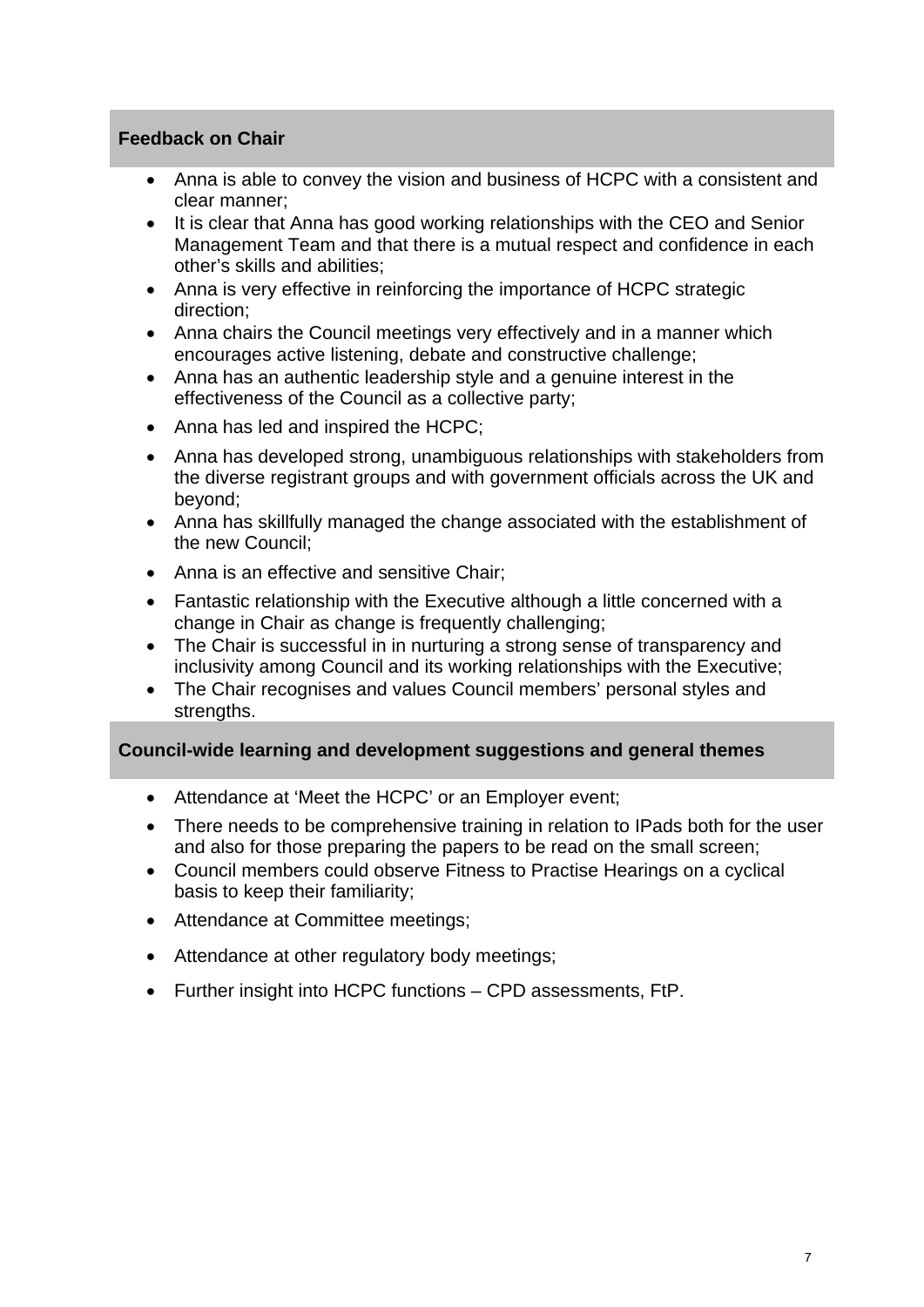## Feedback on Chair

- Anna is able to convey the vision and business of HCPC with a consistent and clear manner;
- It is clear that Anna has good working relationships with the CEO and Senior Management Team and that there is a mutual respect and confidence in each other's skills and abilities;
- Anna is very effective in reinforcing the importance of HCPC strategic direction;
- Anna chairs the Council meetings very effectively and in a manner which encourages active listening, debate and constructive challenge;
- Anna has an authentic leadership style and a genuine interest in the effectiveness of the Council as a collective party;
- Anna has led and inspired the HCPC;
- Anna has developed strong, unambiguous relationships with stakeholders from the diverse registrant groups and with government officials across the UK and beyond;
- Anna has skillfully managed the change associated with the establishment of the new Council;
- Anna is an effective and sensitive Chair;
- Fantastic relationship with the Executive although a little concerned with a change in Chair as change is frequently challenging;
- The Chair is successful in in nurturing a strong sense of transparency and inclusivity among Council and its working relationships with the Executive;
- The Chair recognises and values Council members' personal styles and strengths.

## Council-wide learning and development suggestions and general themes

- Attendance at 'Meet the HCPC' or an Employer event;
- There needs to be comprehensive training in relation to IPads both for the user and also for those preparing the papers to be read on the small screen;
- Council members could observe Fitness to Practise Hearings on a cyclical basis to keep their familiarity;
- Attendance at Committee meetings;
- Attendance at other regulatory body meetings;
- Further insight into HCPC functions – CPD assessments, FtP.